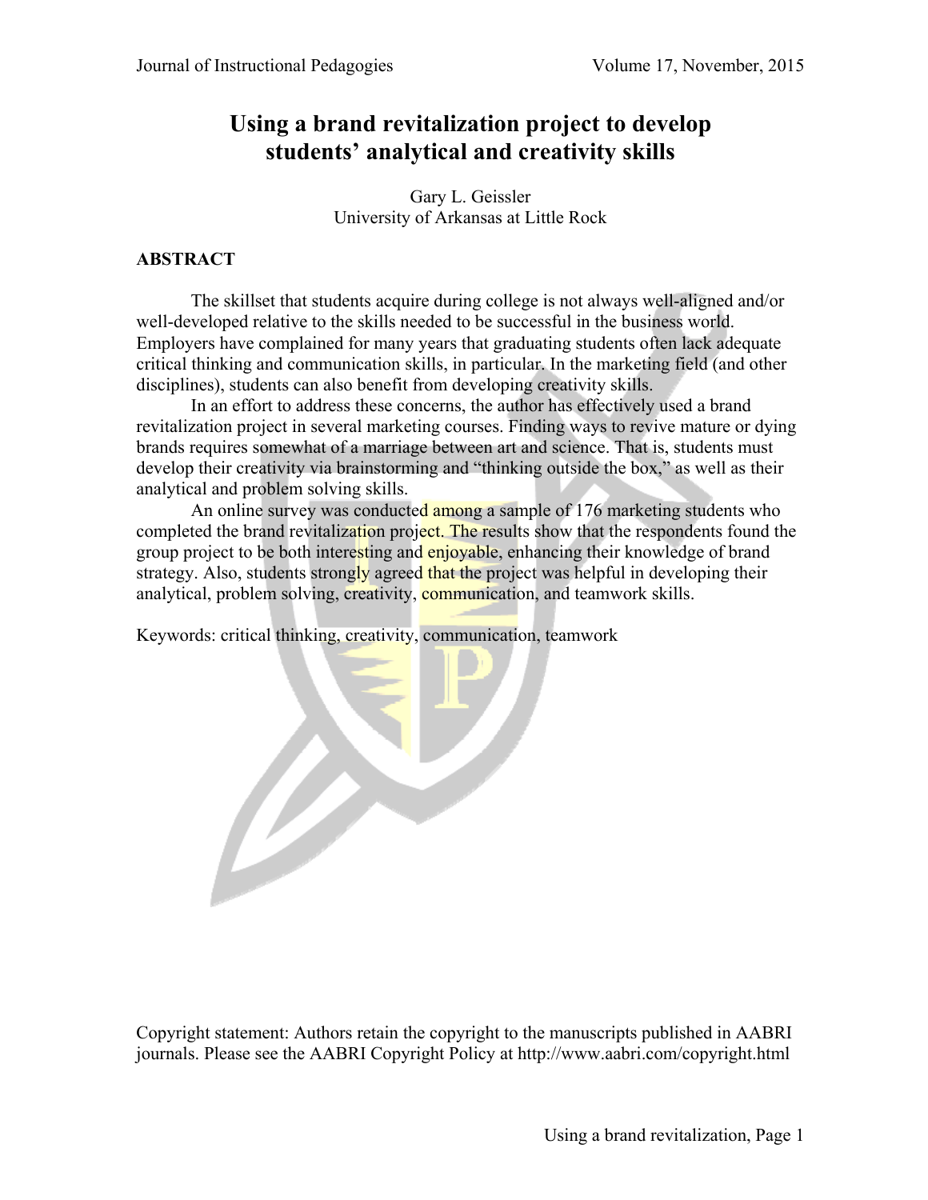# Using a brand revitalization project to develop students' analytical and creativity skills

Gary L. Geissler
University of Arkansas at Little Rock

## ABSTRACT

The skillset that students acquire during college is not always well-aligned and/or well-developed relative to the skills needed to be successful in the business world. Employers have complained for many years that graduating students often lack adequate critical thinking and communication skills, in particular. In the marketing field (and other disciplines), students can also benefit from developing creativity skills.

In an effort to address these concerns, the author has effectively used a brand revitalization project in several marketing courses. Finding ways to revive mature or dying brands requires somewhat of a marriage between art and science. That is, students must develop their creativity via brainstorming and "thinking outside the box," as well as their analytical and problem solving skills.

An online survey was conducted among a sample of 176 marketing students who completed the brand revitalization project. The results show that the respondents found the group project to be both interesting and enjoyable, enhancing their knowledge of brand strategy. Also, students strongly agreed that the project was helpful in developing their analytical, problem solving, creativity, communication, and teamwork skills.

Keywords: critical thinking, creativity, communication, teamwork

Copyright statement: Authors retain the copyright to the manuscripts published in AABRI journals. Please see the AABRI Copyright Policy at http://www.aabri.com/copyright.html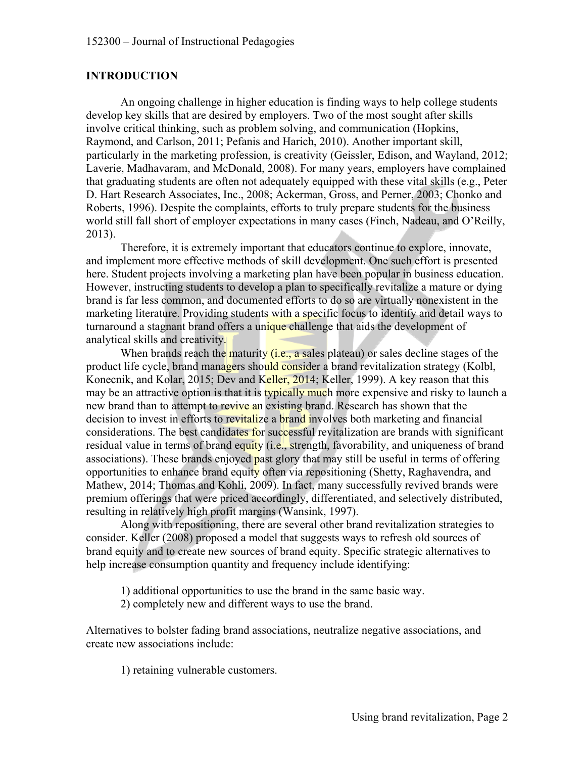## INTRODUCTION

An ongoing challenge in higher education is finding ways to help college students develop key skills that are desired by employers. Two of the most sought after skills involve critical thinking, such as problem solving, and communication (Hopkins, Raymond, and Carlson, 2011; Pefanis and Harich, 2010). Another important skill, particularly in the marketing profession, is creativity (Geissler, Edison, and Wayland, 2012; Laverie, Madhavaram, and McDonald, 2008). For many years, employers have complained that graduating students are often not adequately equipped with these vital skills (e.g., Peter D. Hart Research Associates, Inc., 2008; Ackerman, Gross, and Perner, 2003; Chonko and Roberts, 1996). Despite the complaints, efforts to truly prepare students for the business world still fall short of employer expectations in many cases (Finch, Nadeau, and O'Reilly, 2013).

Therefore, it is extremely important that educators continue to explore, innovate, and implement more effective methods of skill development. One such effort is presented here. Student projects involving a marketing plan have been popular in business education. However, instructing students to develop a plan to specifically revitalize a mature or dying brand is far less common, and documented efforts to do so are virtually nonexistent in the marketing literature. Providing students with a specific focus to identify and detail ways to turnaround a stagnant brand offers a unique challenge that aids the development of analytical skills and creativity.

When brands reach the maturity (i.e., a sales plateau) or sales decline stages of the product life cycle, brand managers should consider a brand revitalization strategy (Kolbl, Konecnik, and Kolar, 2015; Dev and Keller, 2014; Keller, 1999). A key reason that this may be an attractive option is that it is typically much more expensive and risky to launch a new brand than to attempt to revive an existing brand. Research has shown that the decision to invest in efforts to revitalize a brand involves both marketing and financial considerations. The best candidates for successful revitalization are brands with significant residual value in terms of brand equity (i.e., strength, favorability, and uniqueness of brand associations). These brands enjoyed past glory that may still be useful in terms of offering opportunities to enhance brand equity often via repositioning (Shetty, Raghavendra, and Mathew, 2014; Thomas and Kohli, 2009). In fact, many successfully revived brands were premium offerings that were priced accordingly, differentiated, and selectively distributed, resulting in relatively high profit margins (Wansink, 1997).

Along with repositioning, there are several other brand revitalization strategies to consider. Keller (2008) proposed a model that suggests ways to refresh old sources of brand equity and to create new sources of brand equity. Specific strategic alternatives to help increase consumption quantity and frequency include identifying:

1) additional opportunities to use the brand in the same basic way.
2) completely new and different ways to use the brand.

Alternatives to bolster fading brand associations, neutralize negative associations, and create new associations include:

1) retaining vulnerable customers.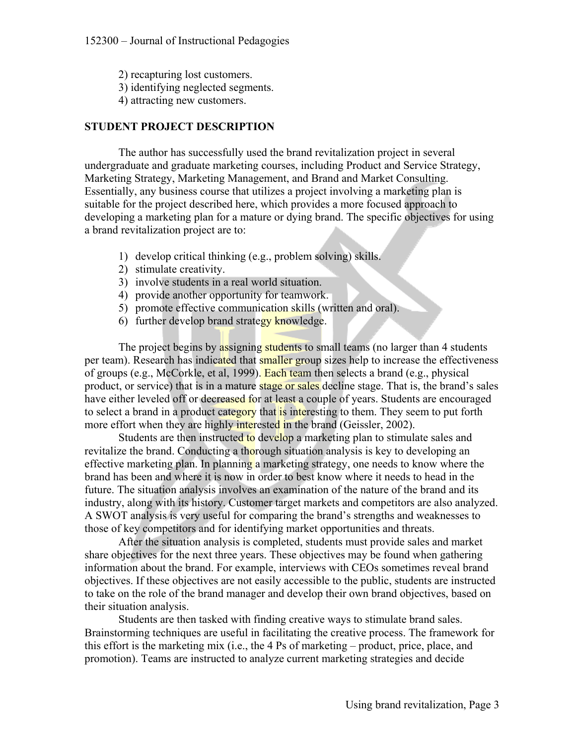2) recapturing lost customers.
3) identifying neglected segments.
4) attracting new customers.

## STUDENT PROJECT DESCRIPTION

The author has successfully used the brand revitalization project in several undergraduate and graduate marketing courses, including Product and Service Strategy, Marketing Strategy, Marketing Management, and Brand and Market Consulting. Essentially, any business course that utilizes a project involving a marketing plan is suitable for the project described here, which provides a more focused approach to developing a marketing plan for a mature or dying brand. The specific objectives for using a brand revitalization project are to:

1) develop critical thinking (e.g., problem solving) skills.
2) stimulate creativity.
3) involve students in a real world situation.
4) provide another opportunity for teamwork.
5) promote effective communication skills (written and oral).
6) further develop brand strategy knowledge.

The project begins by assigning students to small teams (no larger than 4 students per team). Research has indicated that smaller group sizes help to increase the effectiveness of groups (e.g., McCorkle, et al, 1999). Each team then selects a brand (e.g., physical product, or service) that is in a mature stage or sales decline stage. That is, the brand's sales have either leveled off or decreased for at least a couple of years. Students are encouraged to select a brand in a product category that is interesting to them. They seem to put forth more effort when they are highly interested in the brand (Geissler, 2002).

Students are then instructed to develop a marketing plan to stimulate sales and revitalize the brand. Conducting a thorough situation analysis is key to developing an effective marketing plan. In planning a marketing strategy, one needs to know where the brand has been and where it is now in order to best know where it needs to head in the future. The situation analysis involves an examination of the nature of the brand and its industry, along with its history. Customer target markets and competitors are also analyzed. A SWOT analysis is very useful for comparing the brand's strengths and weaknesses to those of key competitors and for identifying market opportunities and threats.

After the situation analysis is completed, students must provide sales and market share objectives for the next three years. These objectives may be found when gathering information about the brand. For example, interviews with CEOs sometimes reveal brand objectives. If these objectives are not easily accessible to the public, students are instructed to take on the role of the brand manager and develop their own brand objectives, based on their situation analysis.

Students are then tasked with finding creative ways to stimulate brand sales. Brainstorming techniques are useful in facilitating the creative process. The framework for this effort is the marketing mix (i.e., the 4 Ps of marketing – product, price, place, and promotion). Teams are instructed to analyze current marketing strategies and decide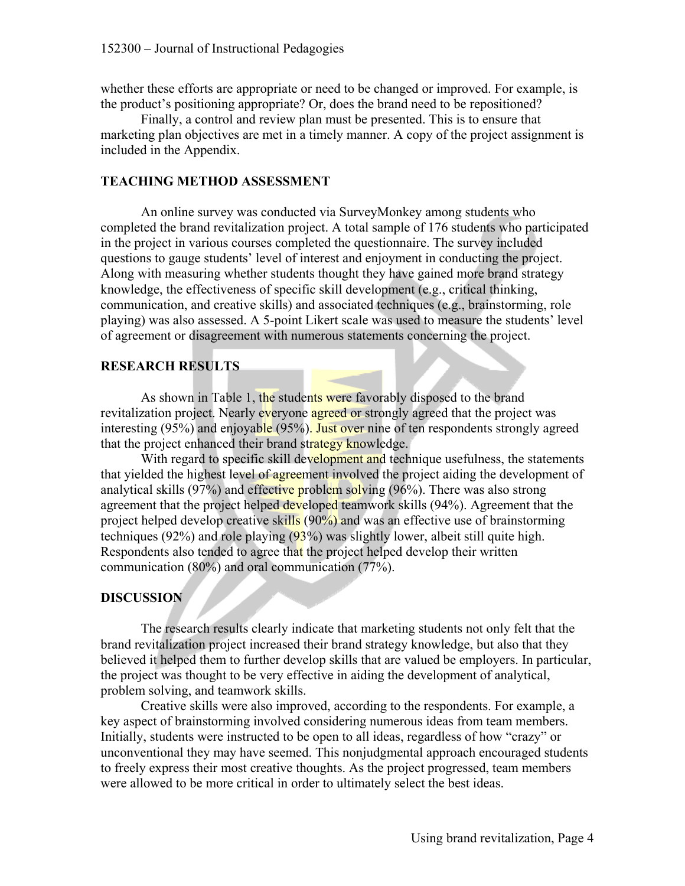whether these efforts are appropriate or need to be changed or improved. For example, is the product's positioning appropriate? Or, does the brand need to be repositioned?

Finally, a control and review plan must be presented. This is to ensure that marketing plan objectives are met in a timely manner. A copy of the project assignment is included in the Appendix.

## TEACHING METHOD ASSESSMENT

An online survey was conducted via SurveyMonkey among students who completed the brand revitalization project. A total sample of 176 students who participated in the project in various courses completed the questionnaire. The survey included questions to gauge students' level of interest and enjoyment in conducting the project. Along with measuring whether students thought they have gained more brand strategy knowledge, the effectiveness of specific skill development (e.g., critical thinking, communication, and creative skills) and associated techniques (e.g., brainstorming, role playing) was also assessed. A 5-point Likert scale was used to measure the students' level of agreement or disagreement with numerous statements concerning the project.

## RESEARCH RESULTS

As shown in Table 1, the students were favorably disposed to the brand revitalization project. Nearly everyone agreed or strongly agreed that the project was interesting (95%) and enjoyable (95%). Just over nine of ten respondents strongly agreed that the project enhanced their brand strategy knowledge.

With regard to specific skill development and technique usefulness, the statements that yielded the highest level of agreement involved the project aiding the development of analytical skills (97%) and effective problem solving (96%). There was also strong agreement that the project helped developed teamwork skills (94%). Agreement that the project helped develop creative skills (90%) and was an effective use of brainstorming techniques (92%) and role playing (93%) was slightly lower, albeit still quite high. Respondents also tended to agree that the project helped develop their written communication (80%) and oral communication (77%).

## DISCUSSION

The research results clearly indicate that marketing students not only felt that the brand revitalization project increased their brand strategy knowledge, but also that they believed it helped them to further develop skills that are valued be employers. In particular, the project was thought to be very effective in aiding the development of analytical, problem solving, and teamwork skills.

Creative skills were also improved, according to the respondents. For example, a key aspect of brainstorming involved considering numerous ideas from team members. Initially, students were instructed to be open to all ideas, regardless of how "crazy" or unconventional they may have seemed. This nonjudgmental approach encouraged students to freely express their most creative thoughts. As the project progressed, team members were allowed to be more critical in order to ultimately select the best ideas.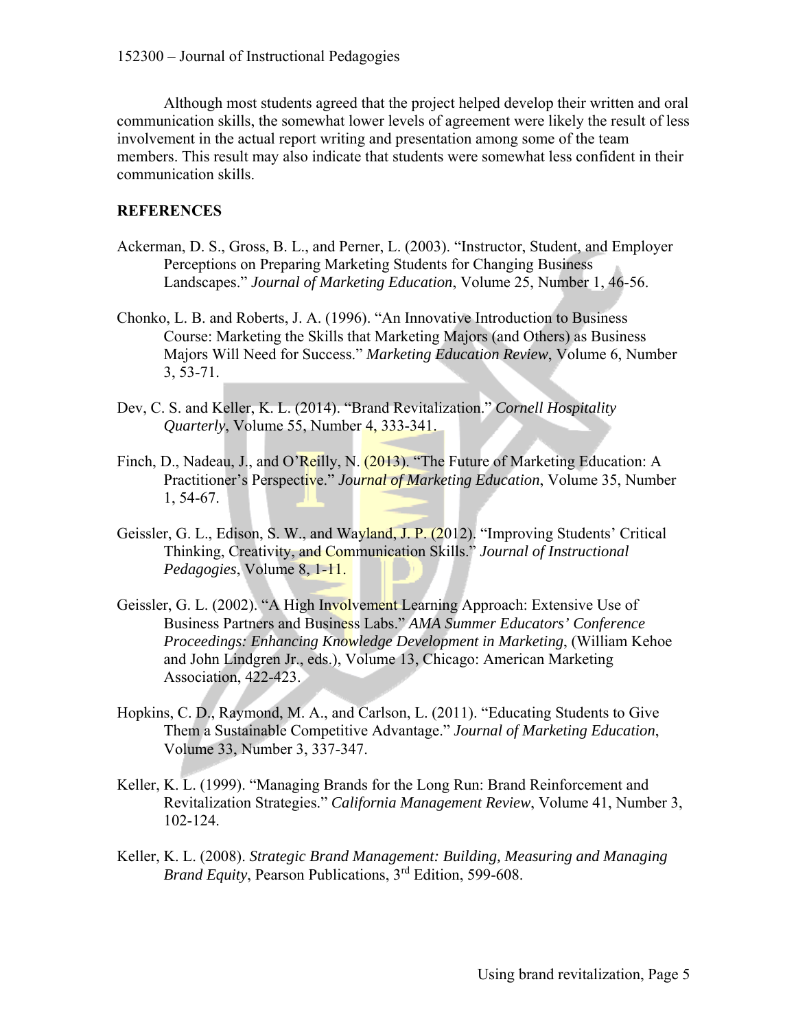Although most students agreed that the project helped develop their written and oral communication skills, the somewhat lower levels of agreement were likely the result of less involvement in the actual report writing and presentation among some of the team members. This result may also indicate that students were somewhat less confident in their communication skills.

**REFERENCES**

Ackerman, D. S., Gross, B. L., and Perner, L. (2003). "Instructor, Student, and Employer Perceptions on Preparing Marketing Students for Changing Business Landscapes." *Journal of Marketing Education*, Volume 25, Number 1, 46-56.

Chonko, L. B. and Roberts, J. A. (1996). "An Innovative Introduction to Business Course: Marketing the Skills that Marketing Majors (and Others) as Business Majors Will Need for Success." *Marketing Education Review*, Volume 6, Number 3, 53-71.

Dev, C. S. and Keller, K. L. (2014). "Brand Revitalization." *Cornell Hospitality Quarterly*, Volume 55, Number 4, 333-341.

Finch, D., Nadeau, J., and O'Reilly, N. (2013). "The Future of Marketing Education: A Practitioner's Perspective." *Journal of Marketing Education*, Volume 35, Number 1, 54-67.

Geissler, G. L., Edison, S. W., and Wayland, J. P. (2012). "Improving Students' Critical Thinking, Creativity, and Communication Skills." *Journal of Instructional Pedagogies*, Volume 8, 1-11.

Geissler, G. L. (2002). "A High Involvement Learning Approach: Extensive Use of Business Partners and Business Labs." *AMA Summer Educators' Conference Proceedings: Enhancing Knowledge Development in Marketing*, (William Kehoe and John Lindgren Jr., eds.), Volume 13, Chicago: American Marketing Association, 422-423.

Hopkins, C. D., Raymond, M. A., and Carlson, L. (2011). "Educating Students to Give Them a Sustainable Competitive Advantage." *Journal of Marketing Education*, Volume 33, Number 3, 337-347.

Keller, K. L. (1999). "Managing Brands for the Long Run: Brand Reinforcement and Revitalization Strategies." *California Management Review*, Volume 41, Number 3, 102-124.

Keller, K. L. (2008). *Strategic Brand Management: Building, Measuring and Managing Brand Equity*, Pearson Publications, 3rd Edition, 599-608.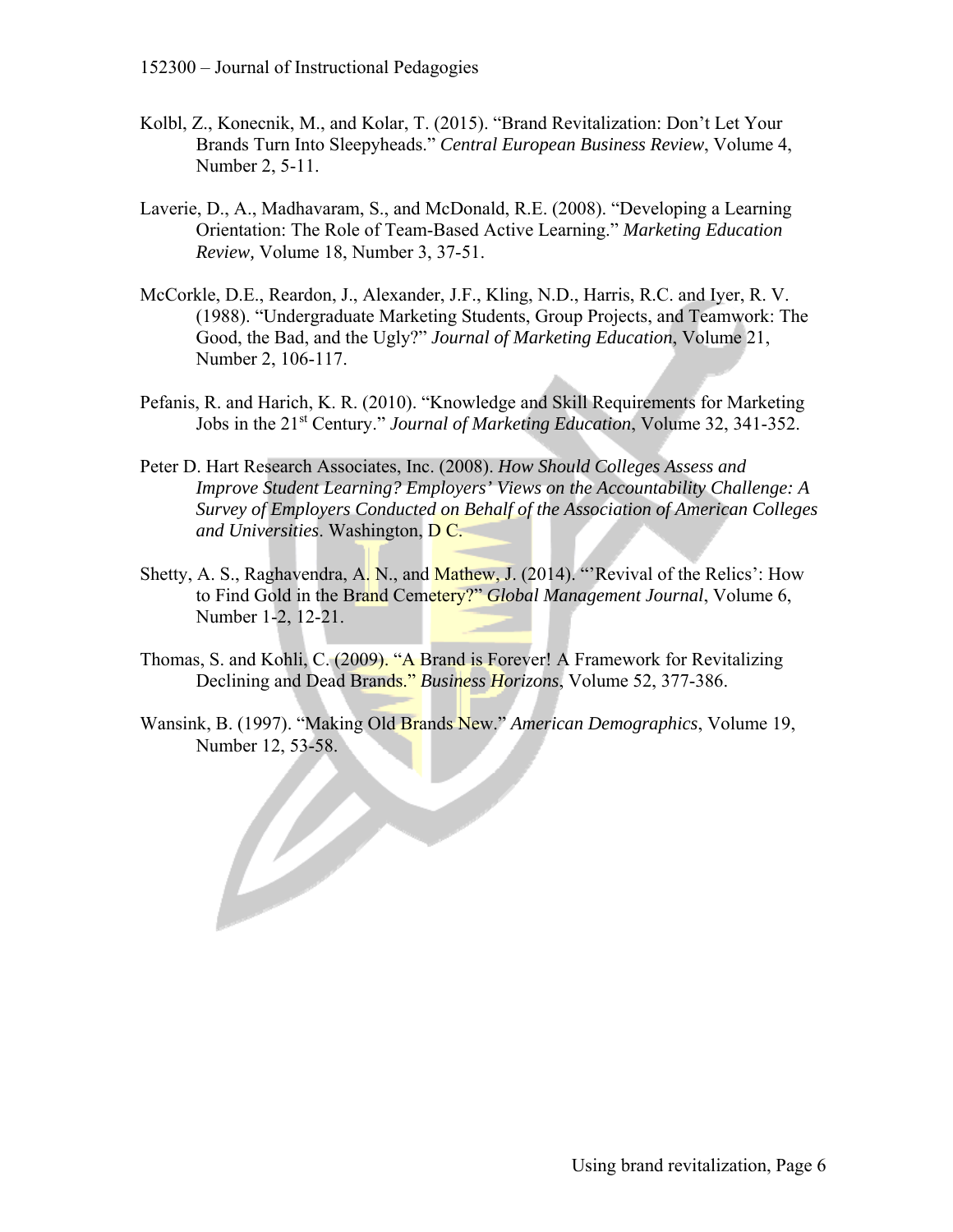Kolbl, Z., Konecnik, M., and Kolar, T. (2015). "Brand Revitalization: Don't Let Your Brands Turn Into Sleepyheads." *Central European Business Review*, Volume 4, Number 2, 5-11.

Laverie, D., A., Madhavaram, S., and McDonald, R.E. (2008). "Developing a Learning Orientation: The Role of Team-Based Active Learning." *Marketing Education Review,* Volume 18, Number 3, 37-51.

McCorkle, D.E., Reardon, J., Alexander, J.F., Kling, N.D., Harris, R.C. and Iyer, R. V. (1988). "Undergraduate Marketing Students, Group Projects, and Teamwork: The Good, the Bad, and the Ugly?" *Journal of Marketing Education*, Volume 21, Number 2, 106-117.

Pefanis, R. and Harich, K. R. (2010). "Knowledge and Skill Requirements for Marketing Jobs in the 21st Century." *Journal of Marketing Education*, Volume 32, 341-352.

Peter D. Hart Research Associates, Inc. (2008). *How Should Colleges Assess and Improve Student Learning? Employers' Views on the Accountability Challenge: A Survey of Employers Conducted on Behalf of the Association of American Colleges and Universities*. Washington, D C.

Shetty, A. S., Raghavendra, A. N., and Mathew, J. (2014). "'Revival of the Relics': How to Find Gold in the Brand Cemetery?" *Global Management Journal*, Volume 6, Number 1-2, 12-21.

Thomas, S. and Kohli, C. (2009). "A Brand is Forever! A Framework for Revitalizing Declining and Dead Brands." *Business Horizons*, Volume 52, 377-386.

Wansink, B. (1997). "Making Old Brands New." *American Demographics*, Volume 19, Number 12, 53-58.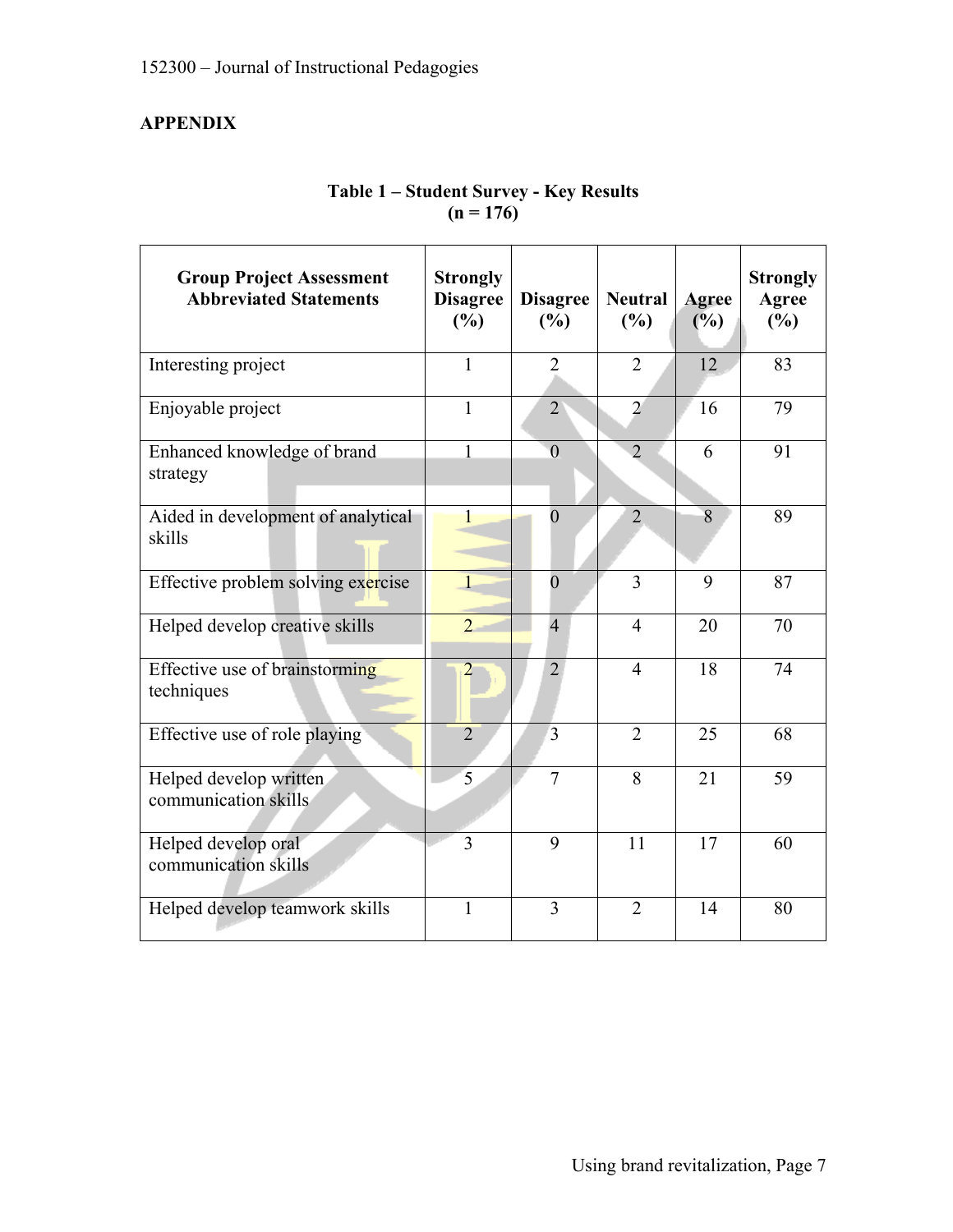## APPENDIX

**Table 1 – Student Survey - Key Results**
**(n = 176)**

| Group Project Assessment Abbreviated Statements | Strongly Disagree (%) | Disagree (%) | Neutral (%) | Agree (%) | Strongly Agree (%) |
|---|---|---|---|---|---|
| Interesting project | 1 | 2 | 2 | 12 | 83 |
| Enjoyable project | 1 | 2 | 2 | 16 | 79 |
| Enhanced knowledge of brand strategy | 1 | 0 | 2 | 6 | 91 |
| Aided in development of analytical skills | 1 | 0 | 2 | 8 | 89 |
| Effective problem solving exercise | 1 | 0 | 3 | 9 | 87 |
| Helped develop creative skills | 2 | 4 | 4 | 20 | 70 |
| Effective use of brainstorming techniques | 2 | 2 | 4 | 18 | 74 |
| Effective use of role playing | 2 | 3 | 2 | 25 | 68 |
| Helped develop written communication skills | 5 | 7 | 8 | 21 | 59 |
| Helped develop oral communication skills | 3 | 9 | 11 | 17 | 60 |
| Helped develop teamwork skills | 1 | 3 | 2 | 14 | 80 |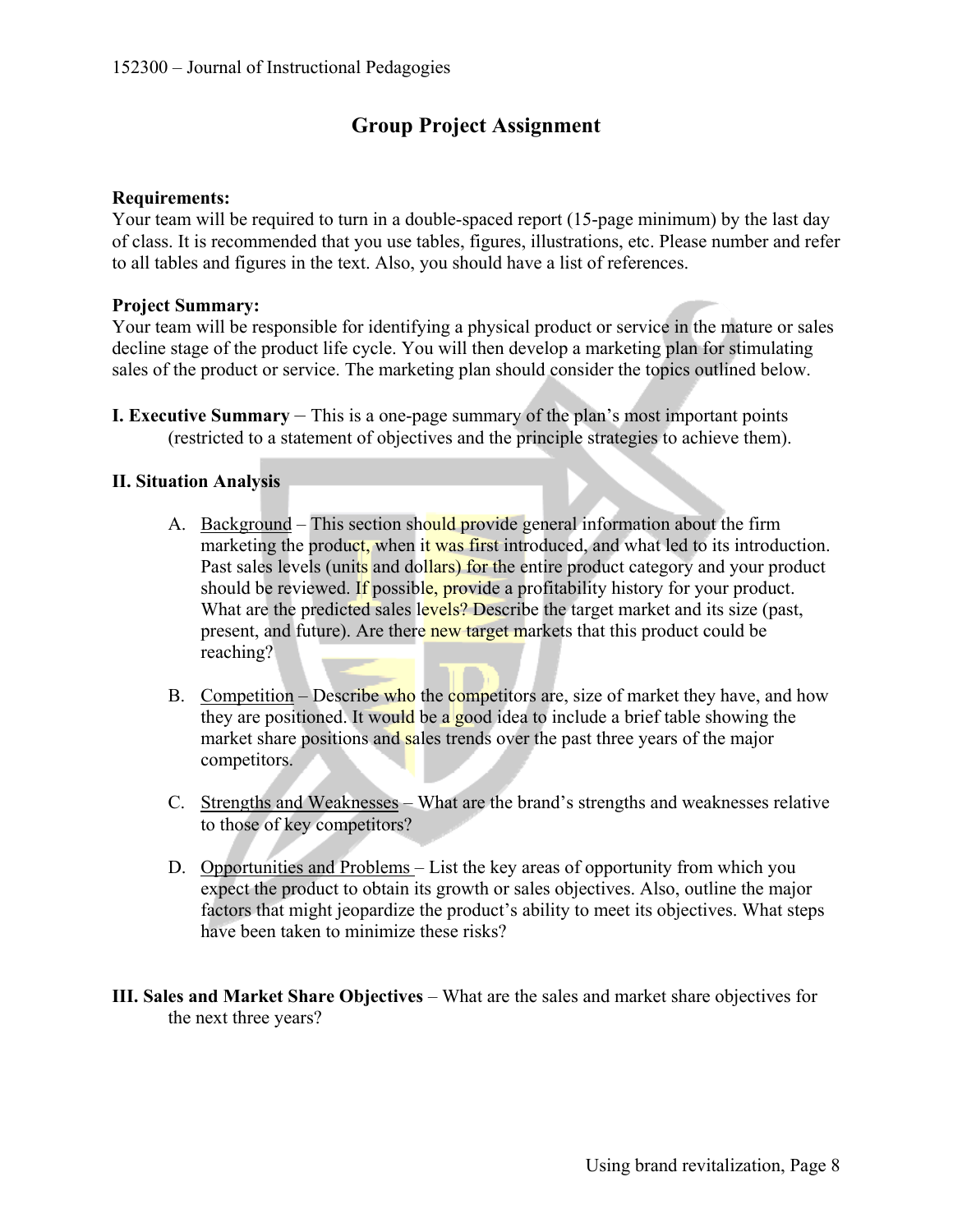## Group Project Assignment

**Requirements:**
Your team will be required to turn in a double-spaced report (15-page minimum) by the last day of class. It is recommended that you use tables, figures, illustrations, etc. Please number and refer to all tables and figures in the text. Also, you should have a list of references.

**Project Summary:**
Your team will be responsible for identifying a physical product or service in the mature or sales decline stage of the product life cycle. You will then develop a marketing plan for stimulating sales of the product or service. The marketing plan should consider the topics outlined below.

**I. Executive Summary** – This is a one-page summary of the plan's most important points (restricted to a statement of objectives and the principle strategies to achieve them).

**II. Situation Analysis**

A. Background – This section should provide general information about the firm marketing the product, when it was first introduced, and what led to its introduction. Past sales levels (units and dollars) for the entire product category and your product should be reviewed. If possible, provide a profitability history for your product. What are the predicted sales levels? Describe the target market and its size (past, present, and future). Are there new target markets that this product could be reaching?

B. Competition – Describe who the competitors are, size of market they have, and how they are positioned. It would be a good idea to include a brief table showing the market share positions and sales trends over the past three years of the major competitors.

C. Strengths and Weaknesses – What are the brand's strengths and weaknesses relative to those of key competitors?

D. Opportunities and Problems – List the key areas of opportunity from which you expect the product to obtain its growth or sales objectives. Also, outline the major factors that might jeopardize the product's ability to meet its objectives. What steps have been taken to minimize these risks?

**III. Sales and Market Share Objectives** – What are the sales and market share objectives for the next three years?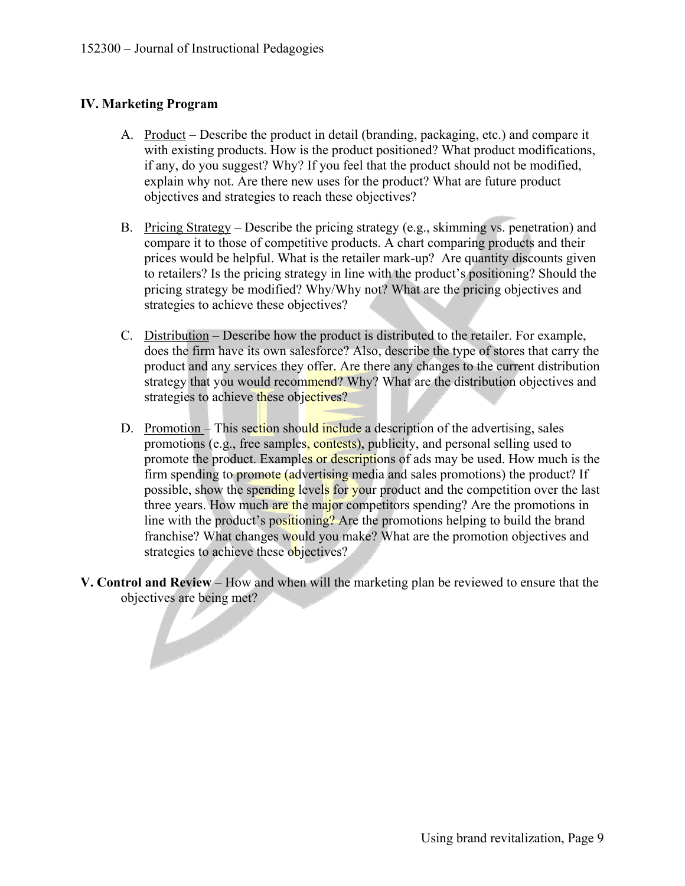**IV. Marketing Program**

A. Product – Describe the product in detail (branding, packaging, etc.) and compare it with existing products. How is the product positioned? What product modifications, if any, do you suggest? Why? If you feel that the product should not be modified, explain why not. Are there new uses for the product? What are future product objectives and strategies to reach these objectives?

B. Pricing Strategy – Describe the pricing strategy (e.g., skimming vs. penetration) and compare it to those of competitive products. A chart comparing products and their prices would be helpful. What is the retailer mark-up? Are quantity discounts given to retailers? Is the pricing strategy in line with the product's positioning? Should the pricing strategy be modified? Why/Why not? What are the pricing objectives and strategies to achieve these objectives?

C. Distribution – Describe how the product is distributed to the retailer. For example, does the firm have its own salesforce? Also, describe the type of stores that carry the product and any services they offer. Are there any changes to the current distribution strategy that you would recommend? Why? What are the distribution objectives and strategies to achieve these objectives?

D. Promotion – This section should include a description of the advertising, sales promotions (e.g., free samples, contests), publicity, and personal selling used to promote the product. Examples or descriptions of ads may be used. How much is the firm spending to promote (advertising media and sales promotions) the product? If possible, show the spending levels for your product and the competition over the last three years. How much are the major competitors spending? Are the promotions in line with the product's positioning? Are the promotions helping to build the brand franchise? What changes would you make? What are the promotion objectives and strategies to achieve these objectives?

**V. Control and Review** – How and when will the marketing plan be reviewed to ensure that the objectives are being met?